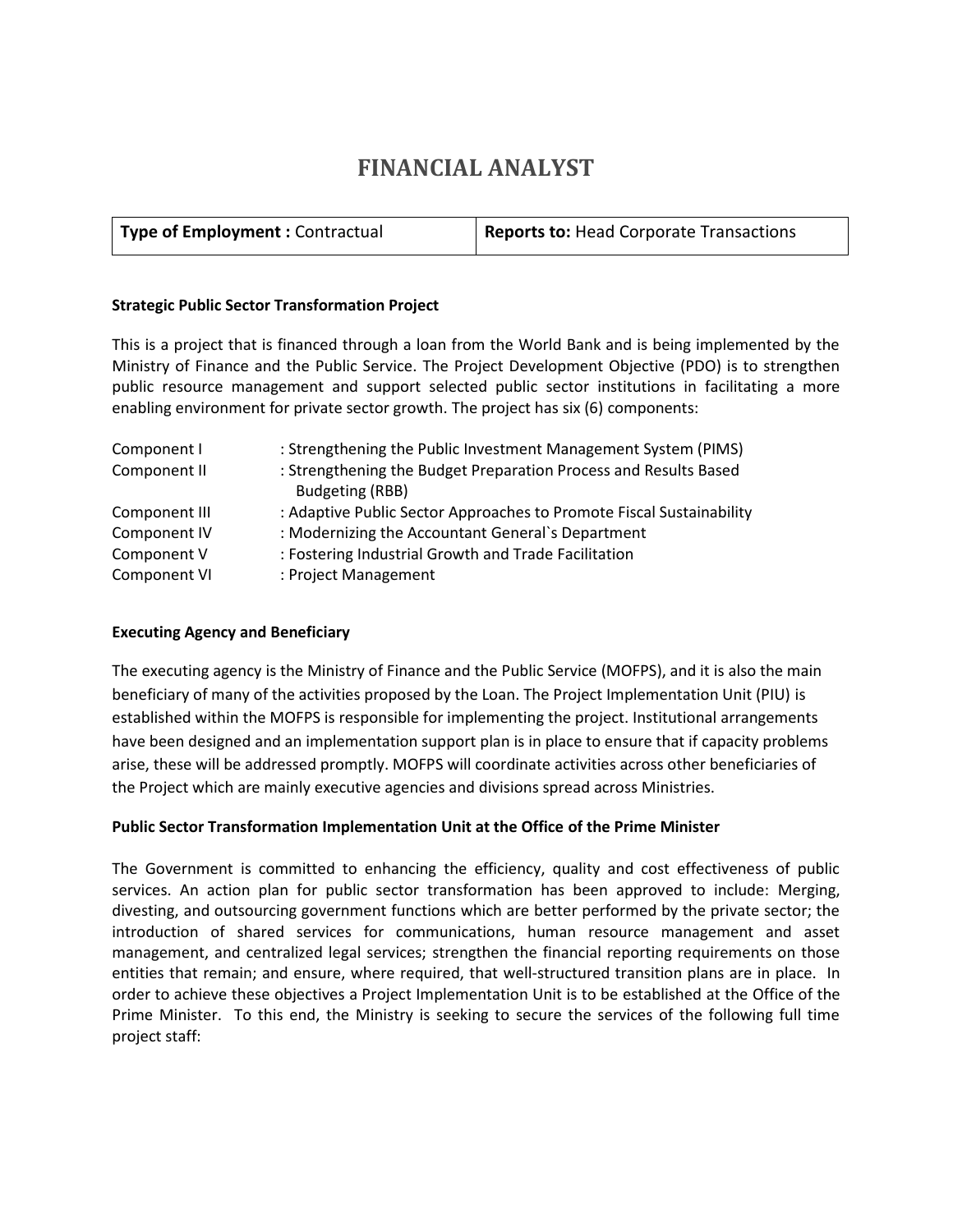# FINANCIAL ANALYST

| **Type of Employment :** Contractual | **Reports to:** Head Corporate Transactions |
|---|---|

**Strategic Public Sector Transformation Project**

This is a project that is financed through a loan from the World Bank and is being implemented by the Ministry of Finance and the Public Service. The Project Development Objective (PDO) is to strengthen public resource management and support selected public sector institutions in facilitating a more enabling environment for private sector growth. The project has six (6) components:

| | |
|---|---|
| Component I | : Strengthening the Public Investment Management System (PIMS) |
| Component II | : Strengthening the Budget Preparation Process and Results Based Budgeting (RBB) |
| Component III | : Adaptive Public Sector Approaches to Promote Fiscal Sustainability |
| Component IV | : Modernizing the Accountant General`s Department |
| Component V | : Fostering Industrial Growth and Trade Facilitation |
| Component VI | : Project Management |

**Executing Agency and Beneficiary**

The executing agency is the Ministry of Finance and the Public Service (MOFPS), and it is also the main beneficiary of many of the activities proposed by the Loan. The Project Implementation Unit (PIU) is established within the MOFPS is responsible for implementing the project. Institutional arrangements have been designed and an implementation support plan is in place to ensure that if capacity problems arise, these will be addressed promptly. MOFPS will coordinate activities across other beneficiaries of the Project which are mainly executive agencies and divisions spread across Ministries.

**Public Sector Transformation Implementation Unit at the Office of the Prime Minister**

The Government is committed to enhancing the efficiency, quality and cost effectiveness of public services. An action plan for public sector transformation has been approved to include: Merging, divesting, and outsourcing government functions which are better performed by the private sector; the introduction of shared services for communications, human resource management and asset management, and centralized legal services; strengthen the financial reporting requirements on those entities that remain; and ensure, where required, that well-structured transition plans are in place. In order to achieve these objectives a Project Implementation Unit is to be established at the Office of the Prime Minister. To this end, the Ministry is seeking to secure the services of the following full time project staff: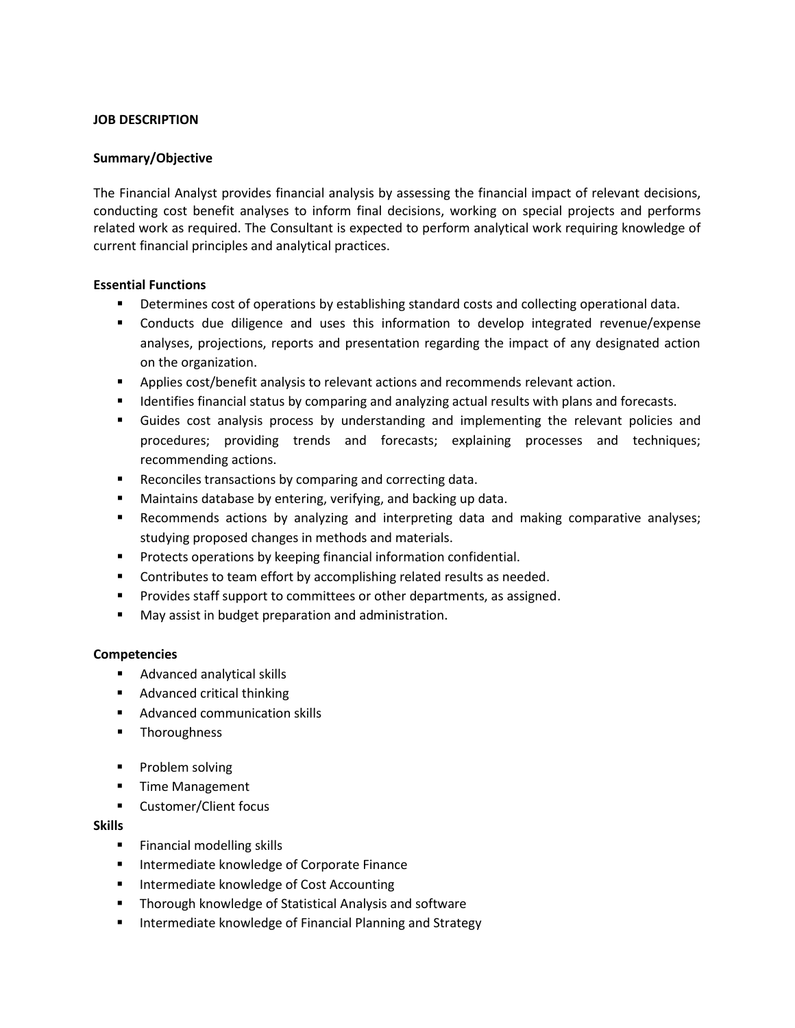**JOB DESCRIPTION**

**Summary/Objective**

The Financial Analyst provides financial analysis by assessing the financial impact of relevant decisions, conducting cost benefit analyses to inform final decisions, working on special projects and performs related work as required. The Consultant is expected to perform analytical work requiring knowledge of current financial principles and analytical practices.

**Essential Functions**

- Determines cost of operations by establishing standard costs and collecting operational data.
- Conducts due diligence and uses this information to develop integrated revenue/expense analyses, projections, reports and presentation regarding the impact of any designated action on the organization.
- Applies cost/benefit analysis to relevant actions and recommends relevant action.
- Identifies financial status by comparing and analyzing actual results with plans and forecasts.
- Guides cost analysis process by understanding and implementing the relevant policies and procedures; providing trends and forecasts; explaining processes and techniques; recommending actions.
- Reconciles transactions by comparing and correcting data.
- Maintains database by entering, verifying, and backing up data.
- Recommends actions by analyzing and interpreting data and making comparative analyses; studying proposed changes in methods and materials.
- Protects operations by keeping financial information confidential.
- Contributes to team effort by accomplishing related results as needed.
- Provides staff support to committees or other departments, as assigned.
- May assist in budget preparation and administration.

**Competencies**

- Advanced analytical skills
- Advanced critical thinking
- Advanced communication skills
- Thoroughness
- Problem solving
- Time Management
- Customer/Client focus

**Skills**

- Financial modelling skills
- Intermediate knowledge of Corporate Finance
- Intermediate knowledge of Cost Accounting
- Thorough knowledge of Statistical Analysis and software
- Intermediate knowledge of Financial Planning and Strategy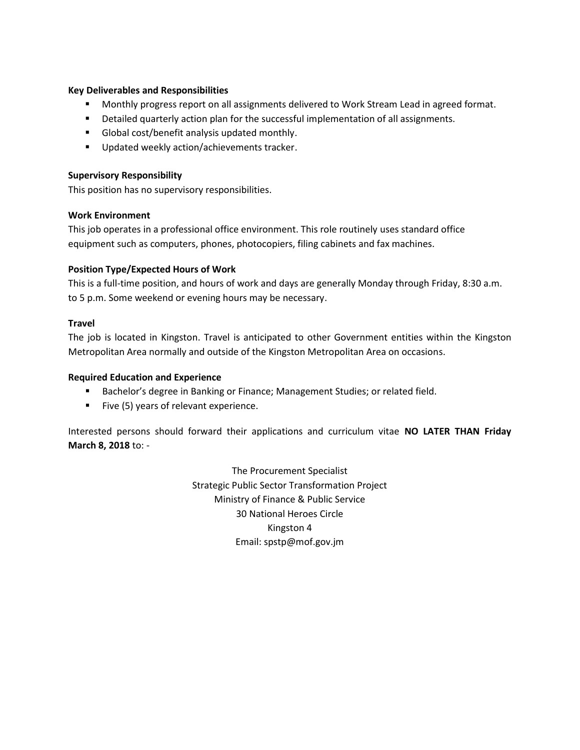**Key Deliverables and Responsibilities**

- Monthly progress report on all assignments delivered to Work Stream Lead in agreed format.
- Detailed quarterly action plan for the successful implementation of all assignments.
- Global cost/benefit analysis updated monthly.
- Updated weekly action/achievements tracker.

**Supervisory Responsibility**

This position has no supervisory responsibilities.

**Work Environment**

This job operates in a professional office environment. This role routinely uses standard office equipment such as computers, phones, photocopiers, filing cabinets and fax machines.

**Position Type/Expected Hours of Work**

This is a full-time position, and hours of work and days are generally Monday through Friday, 8:30 a.m. to 5 p.m. Some weekend or evening hours may be necessary.

**Travel**

The job is located in Kingston. Travel is anticipated to other Government entities within the Kingston Metropolitan Area normally and outside of the Kingston Metropolitan Area on occasions.

**Required Education and Experience**

- Bachelor's degree in Banking or Finance; Management Studies; or related field.
- Five (5) years of relevant experience.

Interested persons should forward their applications and curriculum vitae **NO LATER THAN Friday March 8, 2018** to: -

The Procurement Specialist
Strategic Public Sector Transformation Project
Ministry of Finance & Public Service
30 National Heroes Circle
Kingston 4
Email: spstp@mof.gov.jm